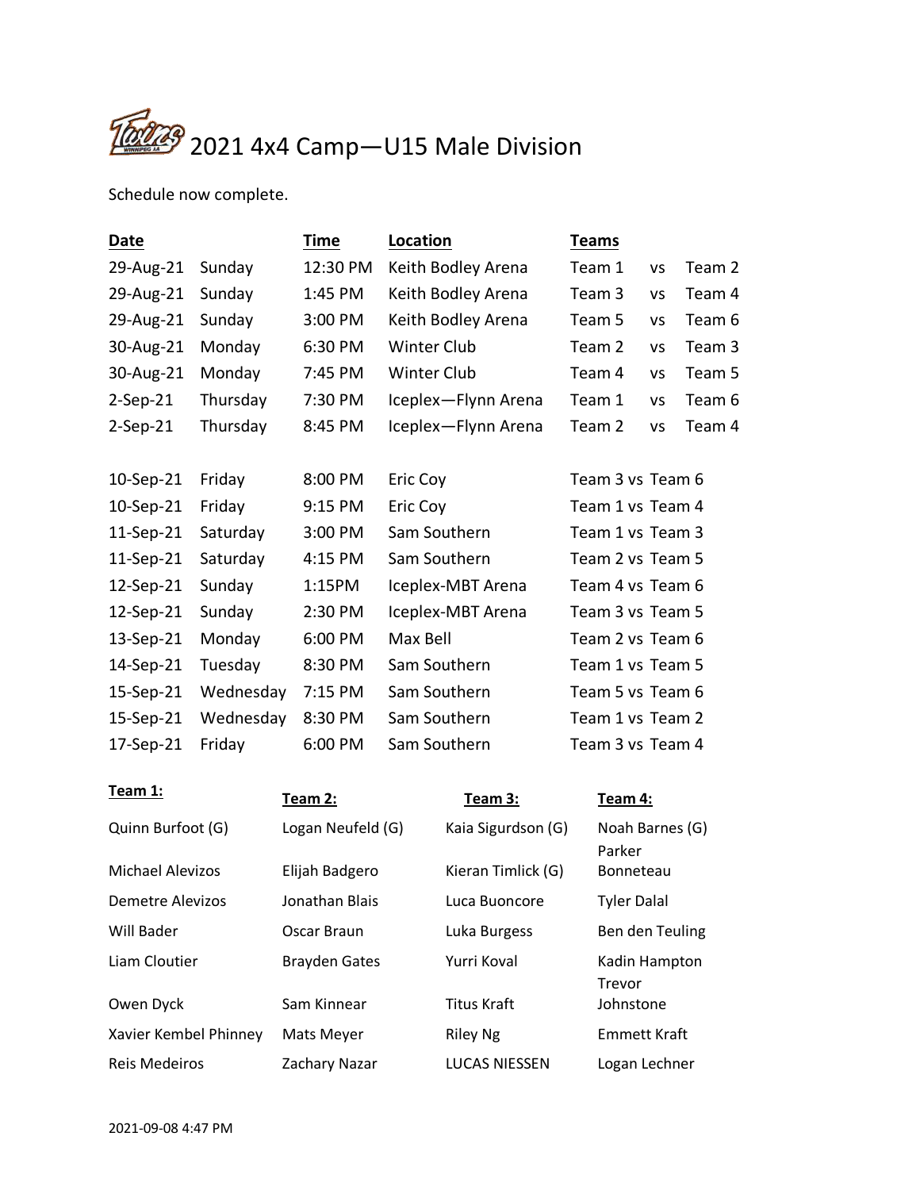# 2021 4x4 Camp—U15 Male Division

Schedule now complete.

| Date | | Time | Location | Teams |
|---|---|---|---|---|
| 29-Aug-21 | Sunday | 12:30 PM | Keith Bodley Arena | Team 1 vs Team 2 |
| 29-Aug-21 | Sunday | 1:45 PM | Keith Bodley Arena | Team 3 vs Team 4 |
| 29-Aug-21 | Sunday | 3:00 PM | Keith Bodley Arena | Team 5 vs Team 6 |
| 30-Aug-21 | Monday | 6:30 PM | Winter Club | Team 2 vs Team 3 |
| 30-Aug-21 | Monday | 7:45 PM | Winter Club | Team 4 vs Team 5 |
| 2-Sep-21 | Thursday | 7:30 PM | Iceplex—Flynn Arena | Team 1 vs Team 6 |
| 2-Sep-21 | Thursday | 8:45 PM | Iceplex—Flynn Arena | Team 2 vs Team 4 |
| 10-Sep-21 | Friday | 8:00 PM | Eric Coy | Team 3 vs Team 6 |
| 10-Sep-21 | Friday | 9:15 PM | Eric Coy | Team 1 vs Team 4 |
| 11-Sep-21 | Saturday | 3:00 PM | Sam Southern | Team 1 vs Team 3 |
| 11-Sep-21 | Saturday | 4:15 PM | Sam Southern | Team 2 vs Team 5 |
| 12-Sep-21 | Sunday | 1:15PM | Iceplex-MBT Arena | Team 4 vs Team 6 |
| 12-Sep-21 | Sunday | 2:30 PM | Iceplex-MBT Arena | Team 3 vs Team 5 |
| 13-Sep-21 | Monday | 6:00 PM | Max Bell | Team 2 vs Team 6 |
| 14-Sep-21 | Tuesday | 8:30 PM | Sam Southern | Team 1 vs Team 5 |
| 15-Sep-21 | Wednesday | 7:15 PM | Sam Southern | Team 5 vs Team 6 |
| 15-Sep-21 | Wednesday | 8:30 PM | Sam Southern | Team 1 vs Team 2 |
| 17-Sep-21 | Friday | 6:00 PM | Sam Southern | Team 3 vs Team 4 |

| Team 1: | Team 2: | Team 3: | Team 4: |
|---|---|---|---|
| Quinn Burfoot (G) | Logan Neufeld (G) | Kaia Sigurdson (G) | Noah Barnes (G) |
| Michael Alevizos | Elijah Badgero | Kieran Timlick (G) | Parker Bonneteau |
| Demetre Alevizos | Jonathan Blais | Luca Buoncore | Tyler Dalal |
| Will Bader | Oscar Braun | Luka Burgess | Ben den Teuling |
| Liam Cloutier | Brayden Gates | Yurri Koval | Kadin Hampton |
| Owen Dyck | Sam Kinnear | Titus Kraft | Trevor Johnstone |
| Xavier Kembel Phinney | Mats Meyer | Riley Ng | Emmett Kraft |
| Reis Medeiros | Zachary Nazar | LUCAS NIESSEN | Logan Lechner |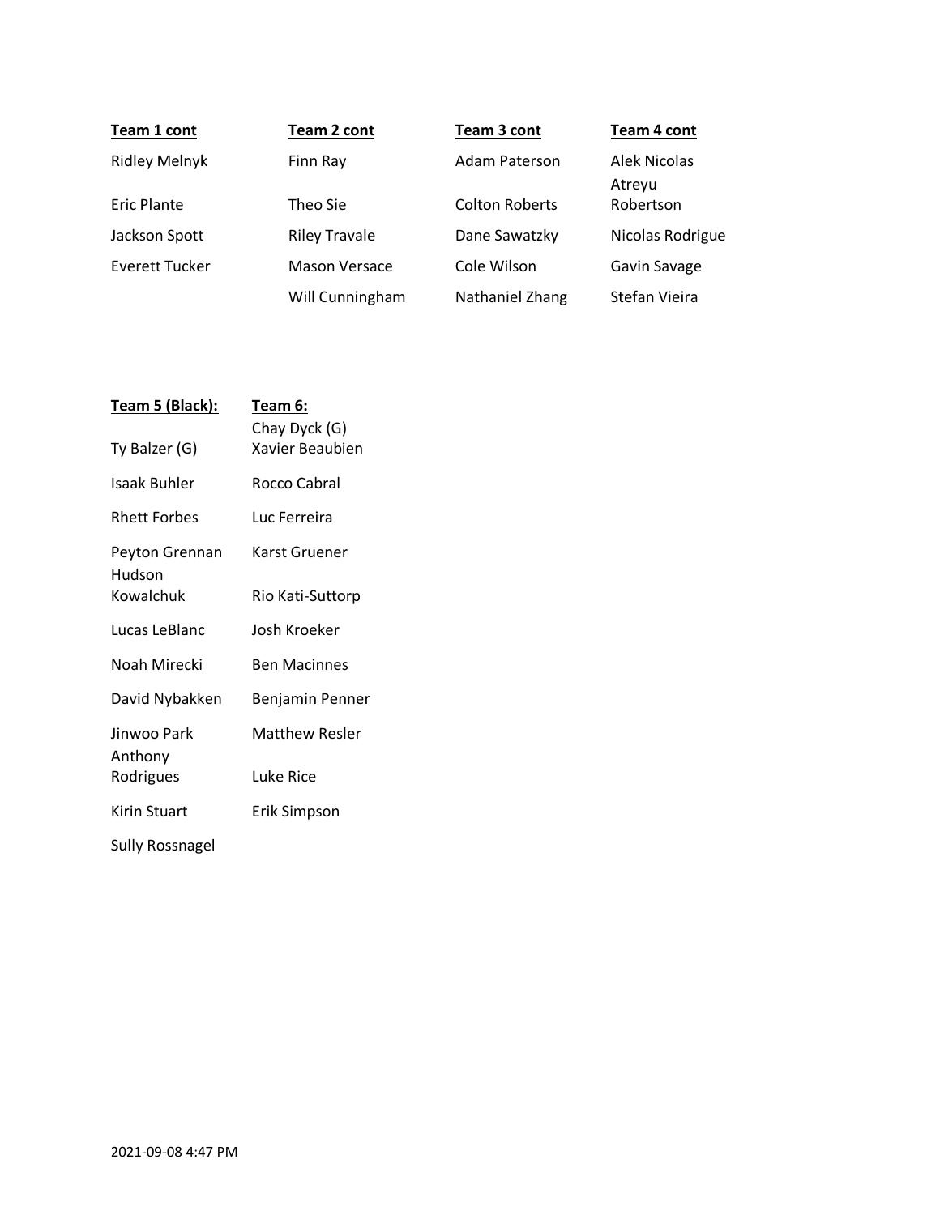| **Team 1 cont** | **Team 2 cont** | **Team 3 cont** | **Team 4 cont** |
| --- | --- | --- | --- |
| Ridley Melnyk | Finn Ray | Adam Paterson | Alek Nicolas |
| Eric Plante | Theo Sie | Colton Roberts | Atreyu Robertson |
| Jackson Spott | Riley Travale | Dane Sawatzky | Nicolas Rodrigue |
| Everett Tucker | Mason Versace | Cole Wilson | Gavin Savage |
| | Will Cunningham | Nathaniel Zhang | Stefan Vieira |

| **Team 5 (Black):** | **Team 6:** |
| --- | --- |
| Ty Balzer (G) | Chay Dyck (G) |
| | Xavier Beaubien |
| Isaak Buhler | Rocco Cabral |
| Rhett Forbes | Luc Ferreira |
| Peyton Grennan | Karst Gruener |
| Hudson Kowalchuk | Rio Kati-Suttorp |
| Lucas LeBlanc | Josh Kroeker |
| Noah Mirecki | Ben Macinnes |
| David Nybakken | Benjamin Penner |
| Jinwoo Park | Matthew Resler |
| Anthony Rodrigues | Luke Rice |
| Kirin Stuart | Erik Simpson |
| Sully Rossnagel | |

2021-09-08 4:47 PM